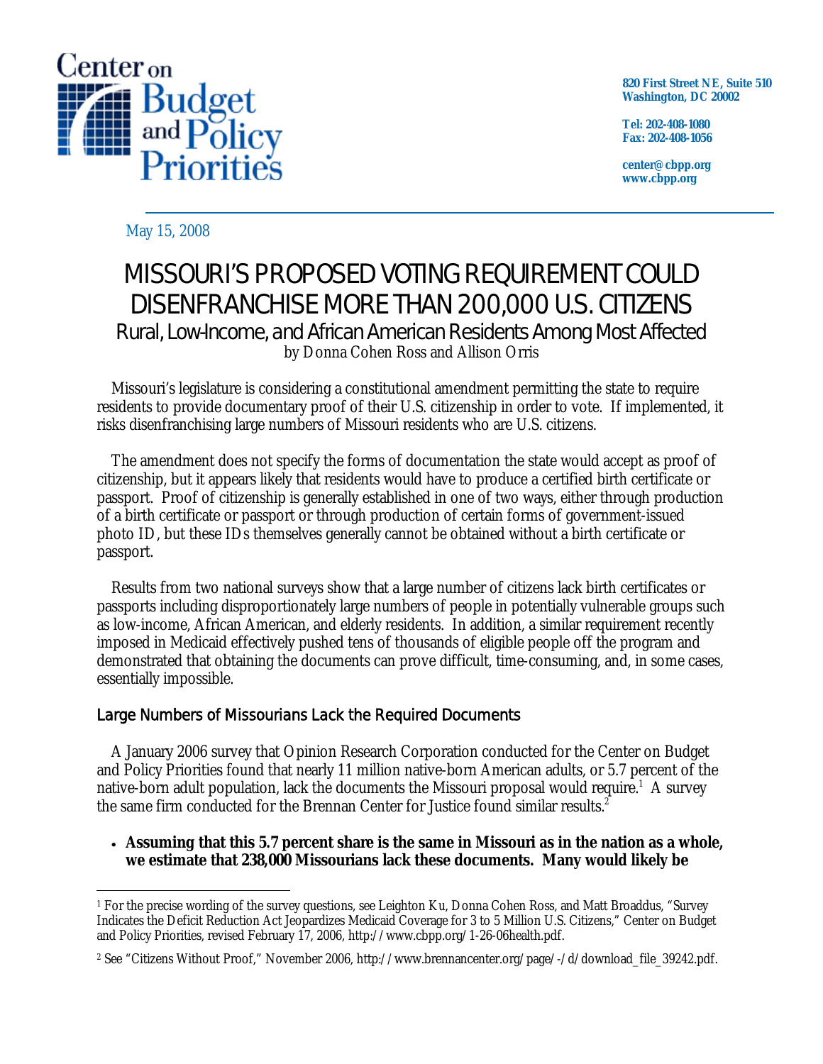Center on Budget and Policy Priorities

820 First Street NE, Suite 510
Washington, DC 20002

Tel: 202-408-1080
Fax: 202-408-1056

center@cbpp.org
www.cbpp.org

May 15, 2008

# MISSOURI'S PROPOSED VOTING REQUIREMENT COULD DISENFRANCHISE MORE THAN 200,000 U.S. CITIZENS

## Rural, Low-Income, and African American Residents Among Most Affected

by Donna Cohen Ross and Allison Orris

Missouri's legislature is considering a constitutional amendment permitting the state to require residents to provide documentary proof of their U.S. citizenship in order to vote. If implemented, it risks disenfranchising large numbers of Missouri residents who are U.S. citizens.

The amendment does not specify the forms of documentation the state would accept as proof of citizenship, but it appears likely that residents would have to produce a certified birth certificate or passport. Proof of citizenship is generally established in one of two ways, either through production of a birth certificate or passport or through production of certain forms of government-issued photo ID, but these IDs themselves generally cannot be obtained without a birth certificate or passport.

Results from two national surveys show that a large number of citizens lack birth certificates or passports including disproportionately large numbers of people in potentially vulnerable groups such as low-income, African American, and elderly residents. In addition, a similar requirement recently imposed in Medicaid effectively pushed tens of thousands of eligible people off the program and demonstrated that obtaining the documents can prove difficult, time-consuming, and, in some cases, essentially impossible.

### Large Numbers of Missourians Lack the Required Documents

A January 2006 survey that Opinion Research Corporation conducted for the Center on Budget and Policy Priorities found that nearly 11 million native-born American adults, or 5.7 percent of the native-born adult population, lack the documents the Missouri proposal would require.[1] A survey the same firm conducted for the Brennan Center for Justice found similar results.[2]

- **Assuming that this 5.7 percent share is the same in Missouri as in the nation as a whole, we estimate that 238,000 Missourians lack these documents. Many would likely be**

---

[1] For the precise wording of the survey questions, see Leighton Ku, Donna Cohen Ross, and Matt Broaddus, "Survey Indicates the Deficit Reduction Act Jeopardizes Medicaid Coverage for 3 to 5 Million U.S. Citizens," Center on Budget and Policy Priorities, revised February 17, 2006, http://www.cbpp.org/1-26-06health.pdf.

[2] See "Citizens Without Proof," November 2006, http://www.brennancenter.org/page/-/d/download_file_39242.pdf.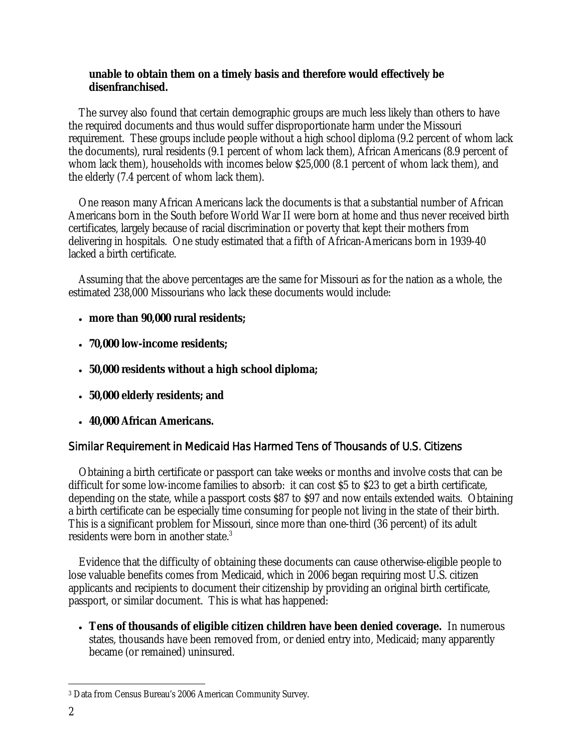**unable to obtain them on a timely basis and therefore would effectively be disenfranchised.**

The survey also found that certain demographic groups are much less likely than others to have the required documents and thus would suffer disproportionate harm under the Missouri requirement. These groups include people without a high school diploma (9.2 percent of whom lack the documents), rural residents (9.1 percent of whom lack them), African Americans (8.9 percent of whom lack them), households with incomes below $25,000 (8.1 percent of whom lack them), and the elderly (7.4 percent of whom lack them).

One reason many African Americans lack the documents is that a substantial number of African Americans born in the South before World War II were born at home and thus never received birth certificates, largely because of racial discrimination or poverty that kept their mothers from delivering in hospitals. One study estimated that a fifth of African-Americans born in 1939-40 lacked a birth certificate.

Assuming that the above percentages are the same for Missouri as for the nation as a whole, the estimated 238,000 Missourians who lack these documents would include:

- **more than 90,000 rural residents;**
- **70,000 low-income residents;**
- **50,000 residents without a high school diploma;**
- **50,000 elderly residents; and**
- **40,000 African Americans.**

## Similar Requirement in Medicaid Has Harmed Tens of Thousands of U.S. Citizens

Obtaining a birth certificate or passport can take weeks or months and involve costs that can be difficult for some low-income families to absorb: it can cost $5 to $23 to get a birth certificate, depending on the state, while a passport costs $87 to $97 and now entails extended waits. Obtaining a birth certificate can be especially time consuming for people not living in the state of their birth. This is a significant problem for Missouri, since more than one-third (36 percent) of its adult residents were born in another state.[3]

Evidence that the difficulty of obtaining these documents can cause otherwise-eligible people to lose valuable benefits comes from Medicaid, which in 2006 began requiring most U.S. citizen applicants and recipients to document their citizenship by providing an original birth certificate, passport, or similar document. This is what has happened:

- **Tens of thousands of eligible citizen children have been denied coverage.** In numerous states, thousands have been removed from, or denied entry into, Medicaid; many apparently became (or remained) uninsured.

[3] Data from Census Bureau's 2006 American Community Survey.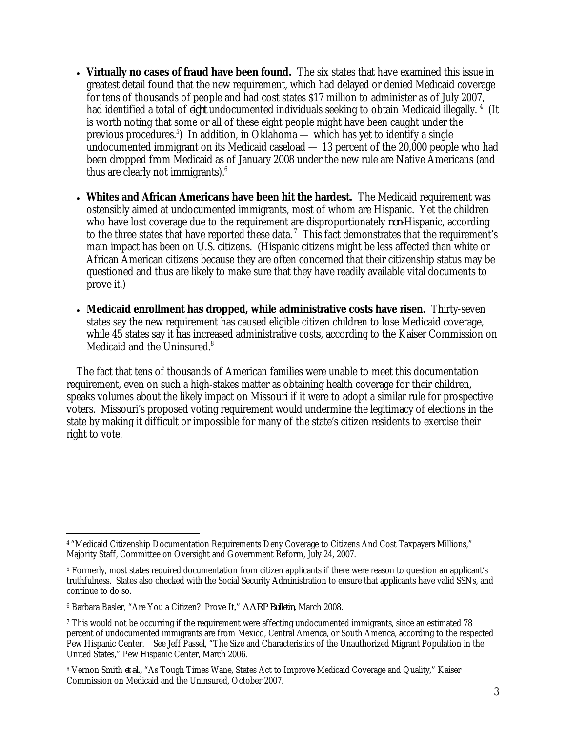- **Virtually no cases of fraud have been found.** The six states that have examined this issue in greatest detail found that the new requirement, which had delayed or denied Medicaid coverage for tens of thousands of people and had cost states $17 million to administer as of July 2007, had identified a total of *eight* undocumented individuals seeking to obtain Medicaid illegally.[4] (It is worth noting that some or all of these eight people might have been caught under the previous procedures.[5]) In addition, in Oklahoma — which has yet to identify a single undocumented immigrant on its Medicaid caseload — 13 percent of the 20,000 people who had been dropped from Medicaid as of January 2008 under the new rule are Native Americans (and thus are clearly not immigrants).[6]

- **Whites and African Americans have been hit the hardest.** The Medicaid requirement was ostensibly aimed at undocumented immigrants, most of whom are Hispanic. Yet the children who have lost coverage due to the requirement are disproportionately *non*-Hispanic, according to the three states that have reported these data.[7] This fact demonstrates that the requirement's main impact has been on U.S. citizens. (Hispanic citizens might be less affected than white or African American citizens because they are often concerned that their citizenship status may be questioned and thus are likely to make sure that they have readily available vital documents to prove it.)

- **Medicaid enrollment has dropped, while administrative costs have risen.** Thirty-seven states say the new requirement has caused eligible citizen children to lose Medicaid coverage, while 45 states say it has increased administrative costs, according to the Kaiser Commission on Medicaid and the Uninsured.[8]

The fact that tens of thousands of American families were unable to meet this documentation requirement, even on such a high-stakes matter as obtaining health coverage for their children, speaks volumes about the likely impact on Missouri if it were to adopt a similar rule for prospective voters. Missouri's proposed voting requirement would undermine the legitimacy of elections in the state by making it difficult or impossible for many of the state's citizen residents to exercise their right to vote.

---

[4] "Medicaid Citizenship Documentation Requirements Deny Coverage to Citizens And Cost Taxpayers Millions," Majority Staff, Committee on Oversight and Government Reform, July 24, 2007.

[5] Formerly, most states required documentation from citizen applicants if there were reason to question an applicant's truthfulness. States also checked with the Social Security Administration to ensure that applicants have valid SSNs, and continue to do so.

[6] Barbara Basler, "Are You a Citizen? Prove It," *AARP Bulletin*, March 2008.

[7] This would not be occurring if the requirement were affecting undocumented immigrants, since an estimated 78 percent of undocumented immigrants are from Mexico, Central America, or South America, according to the respected Pew Hispanic Center. See Jeff Passel, "The Size and Characteristics of the Unauthorized Migrant Population in the United States," Pew Hispanic Center, March 2006.

[8] Vernon Smith *et al.*, "As Tough Times Wane, States Act to Improve Medicaid Coverage and Quality," Kaiser Commission on Medicaid and the Uninsured, October 2007.